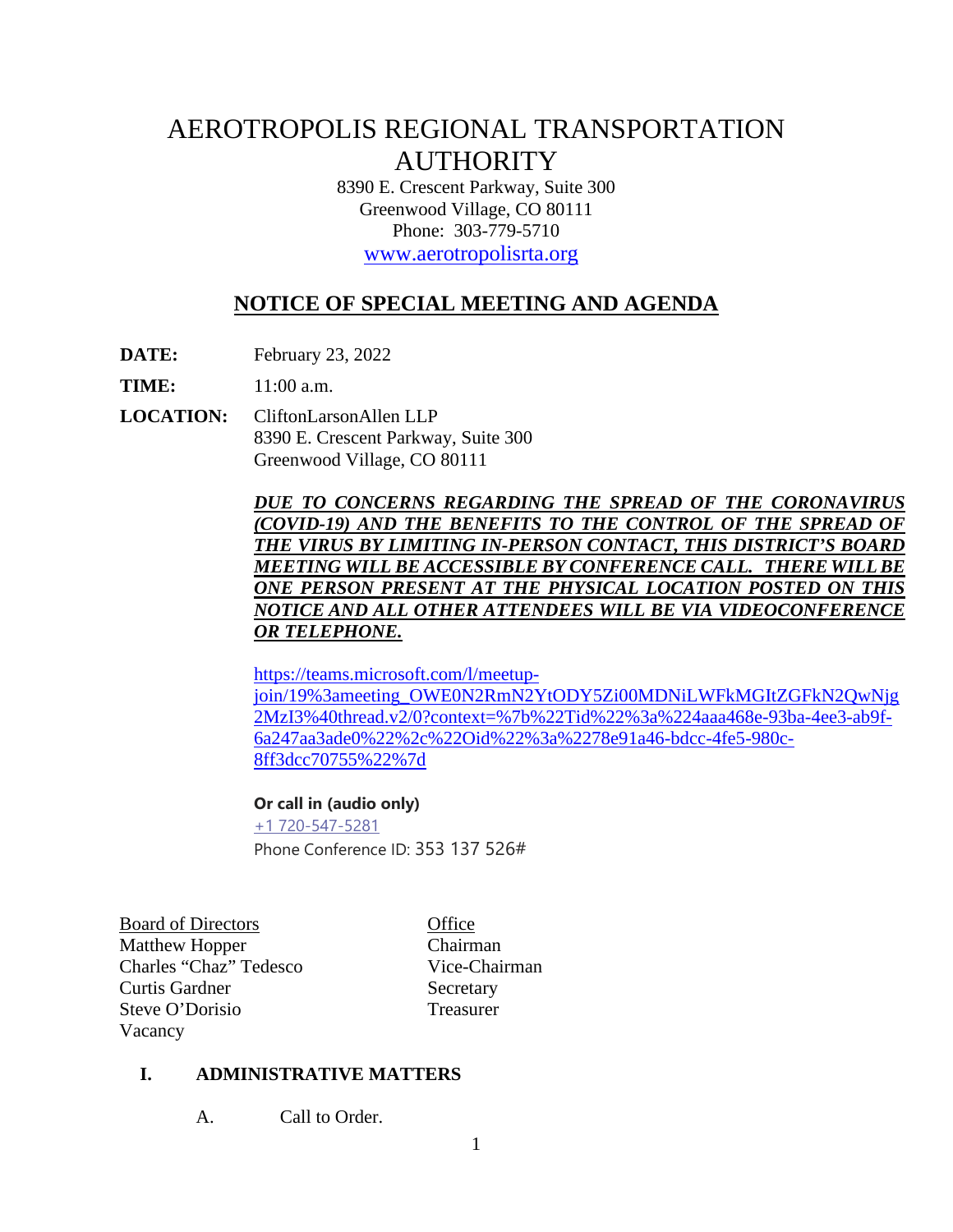# AEROTROPOLIS REGIONAL TRANSPORTATION AUTHORITY

8390 E. Crescent Parkway, Suite 300
Greenwood Village, CO 80111
Phone: 303-779-5710
www.aerotropolisrta.org

## NOTICE OF SPECIAL MEETING AND AGENDA

**DATE:** February 23, 2022

**TIME:** 11:00 a.m.

**LOCATION:** CliftonLarsonAllen LLP
8390 E. Crescent Parkway, Suite 300
Greenwood Village, CO 80111

***DUE TO CONCERNS REGARDING THE SPREAD OF THE CORONAVIRUS (COVID-19) AND THE BENEFITS TO THE CONTROL OF THE SPREAD OF THE VIRUS BY LIMITING IN-PERSON CONTACT, THIS DISTRICT'S BOARD MEETING WILL BE ACCESSIBLE BY CONFERENCE CALL. THERE WILL BE ONE PERSON PRESENT AT THE PHYSICAL LOCATION POSTED ON THIS NOTICE AND ALL OTHER ATTENDEES WILL BE VIA VIDEOCONFERENCE OR TELEPHONE.***

https://teams.microsoft.com/l/meetup-join/19%3ameeting_OWE0N2RmN2YtODY5Zi00MDNiLWFkMGItZGFkN2QwNjg2MzI3%40thread.v2/0?context=%7b%22Tid%22%3a%224aaa468e-93ba-4ee3-ab9f-6a247aa3ade0%22%2c%22Oid%22%3a%2278e91a46-bdcc-4fe5-980c-8ff3dcc70755%22%7d

**Or call in (audio only)**
+1 720-547-5281
Phone Conference ID: 353 137 526#

| Board of Directors | Office |
|---|---|
| Matthew Hopper | Chairman |
| Charles "Chaz" Tedesco | Vice-Chairman |
| Curtis Gardner | Secretary |
| Steve O'Dorisio | Treasurer |
| Vacancy | |

### I. ADMINISTRATIVE MATTERS

A. Call to Order.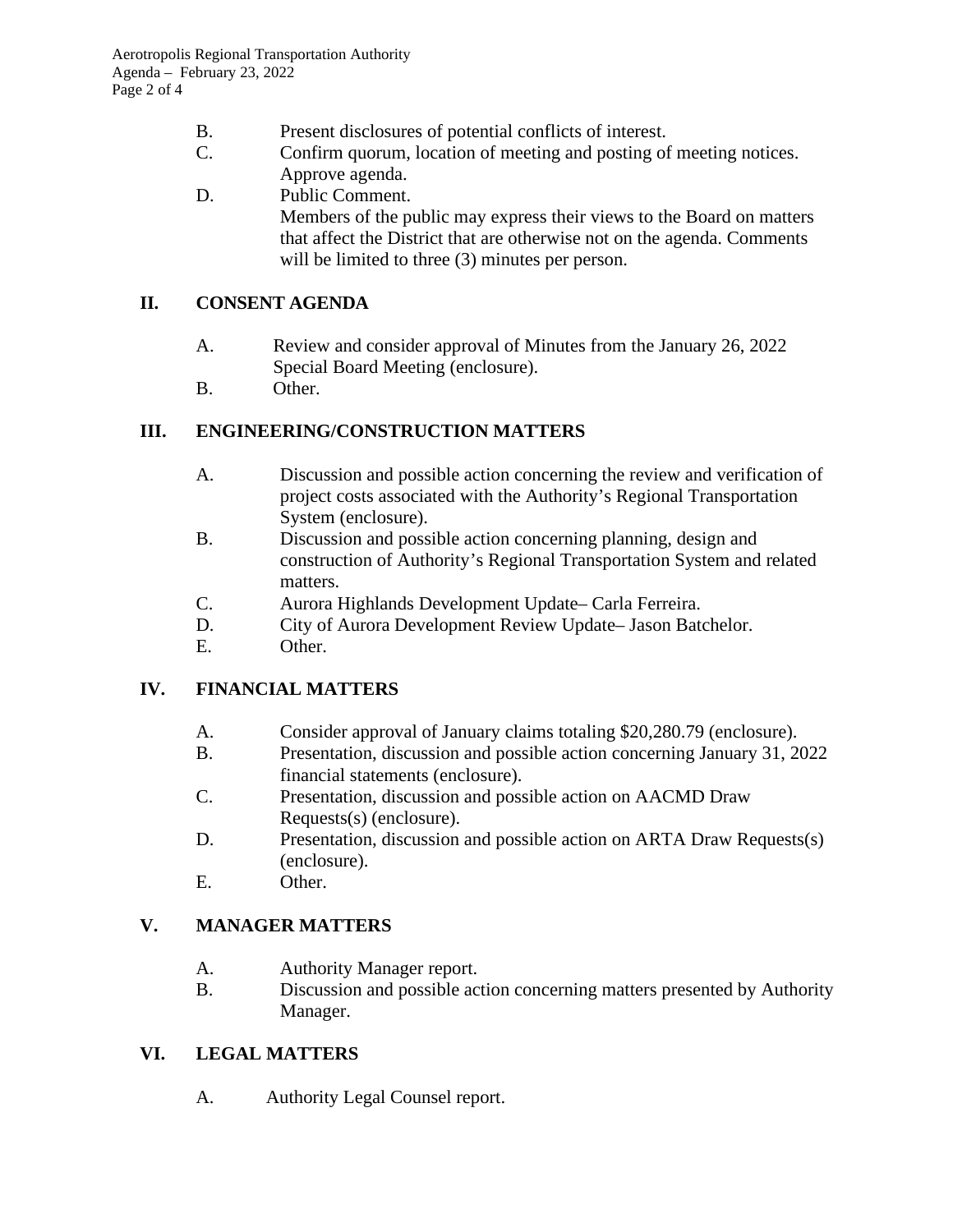B. Present disclosures of potential conflicts of interest.

C. Confirm quorum, location of meeting and posting of meeting notices. Approve agenda.

D. Public Comment.
Members of the public may express their views to the Board on matters that affect the District that are otherwise not on the agenda. Comments will be limited to three (3) minutes per person.

## II. CONSENT AGENDA

A. Review and consider approval of Minutes from the January 26, 2022 Special Board Meeting (enclosure).

B. Other.

## III. ENGINEERING/CONSTRUCTION MATTERS

A. Discussion and possible action concerning the review and verification of project costs associated with the Authority's Regional Transportation System (enclosure).

B. Discussion and possible action concerning planning, design and construction of Authority's Regional Transportation System and related matters.

C. Aurora Highlands Development Update– Carla Ferreira.

D. City of Aurora Development Review Update– Jason Batchelor.

E. Other.

## IV. FINANCIAL MATTERS

A. Consider approval of January claims totaling $20,280.79 (enclosure).

B. Presentation, discussion and possible action concerning January 31, 2022 financial statements (enclosure).

C. Presentation, discussion and possible action on AACMD Draw Requests(s) (enclosure).

D. Presentation, discussion and possible action on ARTA Draw Requests(s) (enclosure).

E. Other.

## V. MANAGER MATTERS

A. Authority Manager report.

B. Discussion and possible action concerning matters presented by Authority Manager.

## VI. LEGAL MATTERS

A. Authority Legal Counsel report.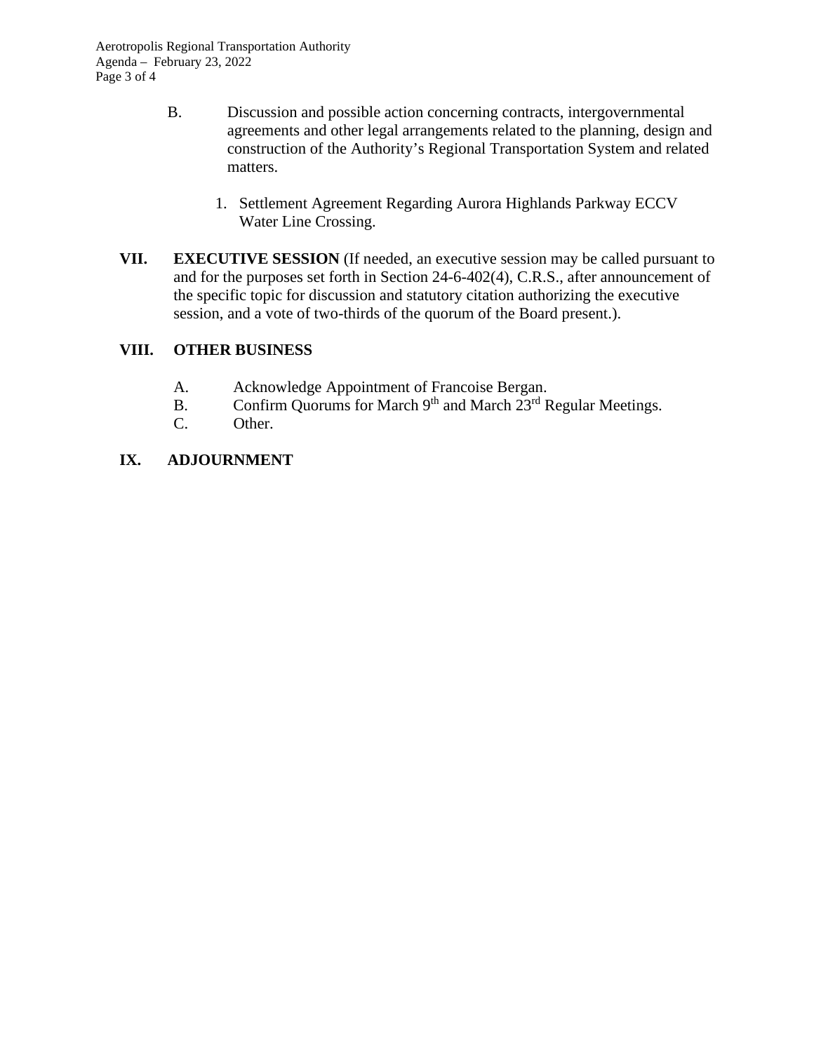B. Discussion and possible action concerning contracts, intergovernmental agreements and other legal arrangements related to the planning, design and construction of the Authority's Regional Transportation System and related matters.

1. Settlement Agreement Regarding Aurora Highlands Parkway ECCV Water Line Crossing.

**VII. EXECUTIVE SESSION** (If needed, an executive session may be called pursuant to and for the purposes set forth in Section 24-6-402(4), C.R.S., after announcement of the specific topic for discussion and statutory citation authorizing the executive session, and a vote of two-thirds of the quorum of the Board present.).

**VIII. OTHER BUSINESS**

A. Acknowledge Appointment of Francoise Bergan.
B. Confirm Quorums for March 9th and March 23rd Regular Meetings.
C. Other.

**IX. ADJOURNMENT**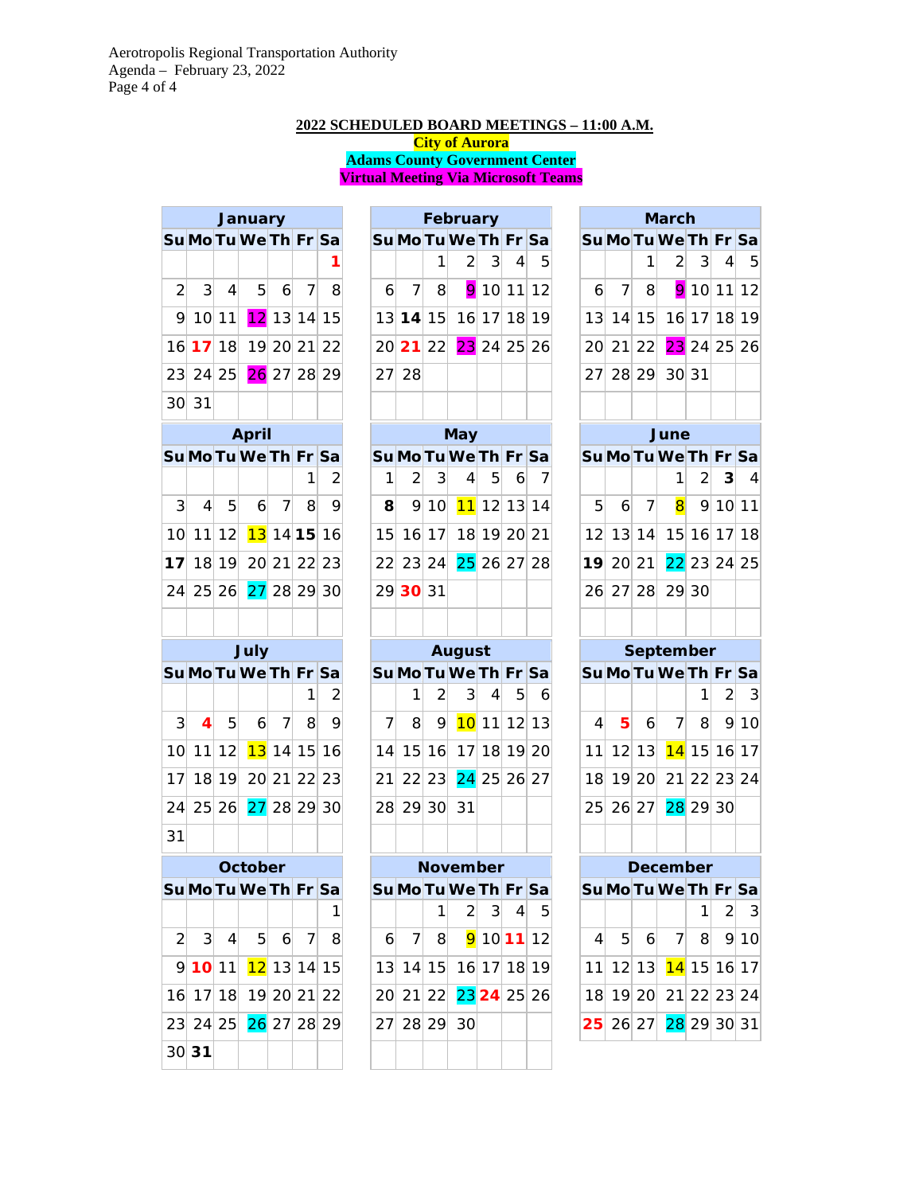**2022 SCHEDULED BOARD MEETINGS – 11:00 A.M.**

**City of Aurora**

**Adams County Government Center**

**Virtual Meeting Via Microsoft Teams**

**January**

| Su | Mo | Tu | We | Th | Fr | Sa |
|---|---|---|---|---|---|---|
| | | | | | | 1 |
| 2 | 3 | 4 | 5 | 6 | 7 | 8 |
| 9 | 10 | 11 | 12 | 13 | 14 | 15 |
| 16 | 17 | 18 | 19 | 20 | 21 | 22 |
| 23 | 24 | 25 | 26 | 27 | 28 | 29 |
| 30 | 31 | | | | | |

**February**

| Su | Mo | Tu | We | Th | Fr | Sa |
|---|---|---|---|---|---|---|
| | | 1 | 2 | 3 | 4 | 5 |
| 6 | 7 | 8 | 9 | 10 | 11 | 12 |
| 13 | 14 | 15 | 16 | 17 | 18 | 19 |
| 20 | 21 | 22 | 23 | 24 | 25 | 26 |
| 27 | 28 | | | | | |

**March**

| Su | Mo | Tu | We | Th | Fr | Sa |
|---|---|---|---|---|---|---|
| | | 1 | 2 | 3 | 4 | 5 |
| 6 | 7 | 8 | 9 | 10 | 11 | 12 |
| 13 | 14 | 15 | 16 | 17 | 18 | 19 |
| 20 | 21 | 22 | 23 | 24 | 25 | 26 |
| 27 | 28 | 29 | 30 | 31 | | |

**April**

| Su | Mo | Tu | We | Th | Fr | Sa |
|---|---|---|---|---|---|---|
| | | | | | 1 | 2 |
| 3 | 4 | 5 | 6 | 7 | 8 | 9 |
| 10 | 11 | 12 | 13 | 14 | 15 | 16 |
| 17 | 18 | 19 | 20 | 21 | 22 | 23 |
| 24 | 25 | 26 | 27 | 28 | 29 | 30 |

**May**

| Su | Mo | Tu | We | Th | Fr | Sa |
|---|---|---|---|---|---|---|
| 1 | 2 | 3 | 4 | 5 | 6 | 7 |
| 8 | 9 | 10 | 11 | 12 | 13 | 14 |
| 15 | 16 | 17 | 18 | 19 | 20 | 21 |
| 22 | 23 | 24 | 25 | 26 | 27 | 28 |
| 29 | 30 | 31 | | | | |

**June**

| Su | Mo | Tu | We | Th | Fr | Sa |
|---|---|---|---|---|---|---|
| | | | 1 | 2 | 3 | 4 |
| 5 | 6 | 7 | 8 | 9 | 10 | 11 |
| 12 | 13 | 14 | 15 | 16 | 17 | 18 |
| 19 | 20 | 21 | 22 | 23 | 24 | 25 |
| 26 | 27 | 28 | 29 | 30 | | |

**July**

| Su | Mo | Tu | We | Th | Fr | Sa |
|---|---|---|---|---|---|---|
| | | | | | 1 | 2 |
| 3 | 4 | 5 | 6 | 7 | 8 | 9 |
| 10 | 11 | 12 | 13 | 14 | 15 | 16 |
| 17 | 18 | 19 | 20 | 21 | 22 | 23 |
| 24 | 25 | 26 | 27 | 28 | 29 | 30 |
| 31 | | | | | | |

**August**

| Su | Mo | Tu | We | Th | Fr | Sa |
|---|---|---|---|---|---|---|
| | 1 | 2 | 3 | 4 | 5 | 6 |
| 7 | 8 | 9 | 10 | 11 | 12 | 13 |
| 14 | 15 | 16 | 17 | 18 | 19 | 20 |
| 21 | 22 | 23 | 24 | 25 | 26 | 27 |
| 28 | 29 | 30 | 31 | | | |

**September**

| Su | Mo | Tu | We | Th | Fr | Sa |
|---|---|---|---|---|---|---|
| | | | | 1 | 2 | 3 |
| 4 | 5 | 6 | 7 | 8 | 9 | 10 |
| 11 | 12 | 13 | 14 | 15 | 16 | 17 |
| 18 | 19 | 20 | 21 | 22 | 23 | 24 |
| 25 | 26 | 27 | 28 | 29 | 30 | |

**October**

| Su | Mo | Tu | We | Th | Fr | Sa |
|---|---|---|---|---|---|---|
| | | | | | | 1 |
| 2 | 3 | 4 | 5 | 6 | 7 | 8 |
| 9 | 10 | 11 | 12 | 13 | 14 | 15 |
| 16 | 17 | 18 | 19 | 20 | 21 | 22 |
| 23 | 24 | 25 | 26 | 27 | 28 | 29 |
| 30 | 31 | | | | | |

**November**

| Su | Mo | Tu | We | Th | Fr | Sa |
|---|---|---|---|---|---|---|
| | | 1 | 2 | 3 | 4 | 5 |
| 6 | 7 | 8 | 9 | 10 | 11 | 12 |
| 13 | 14 | 15 | 16 | 17 | 18 | 19 |
| 20 | 21 | 22 | 23 | 24 | 25 | 26 |
| 27 | 28 | 29 | 30 | | | |

**December**

| Su | Mo | Tu | We | Th | Fr | Sa |
|---|---|---|---|---|---|---|
| | | | | 1 | 2 | 3 |
| 4 | 5 | 6 | 7 | 8 | 9 | 10 |
| 11 | 12 | 13 | 14 | 15 | 16 | 17 |
| 18 | 19 | 20 | 21 | 22 | 23 | 24 |
| 25 | 26 | 27 | 28 | 29 | 30 | 31 |